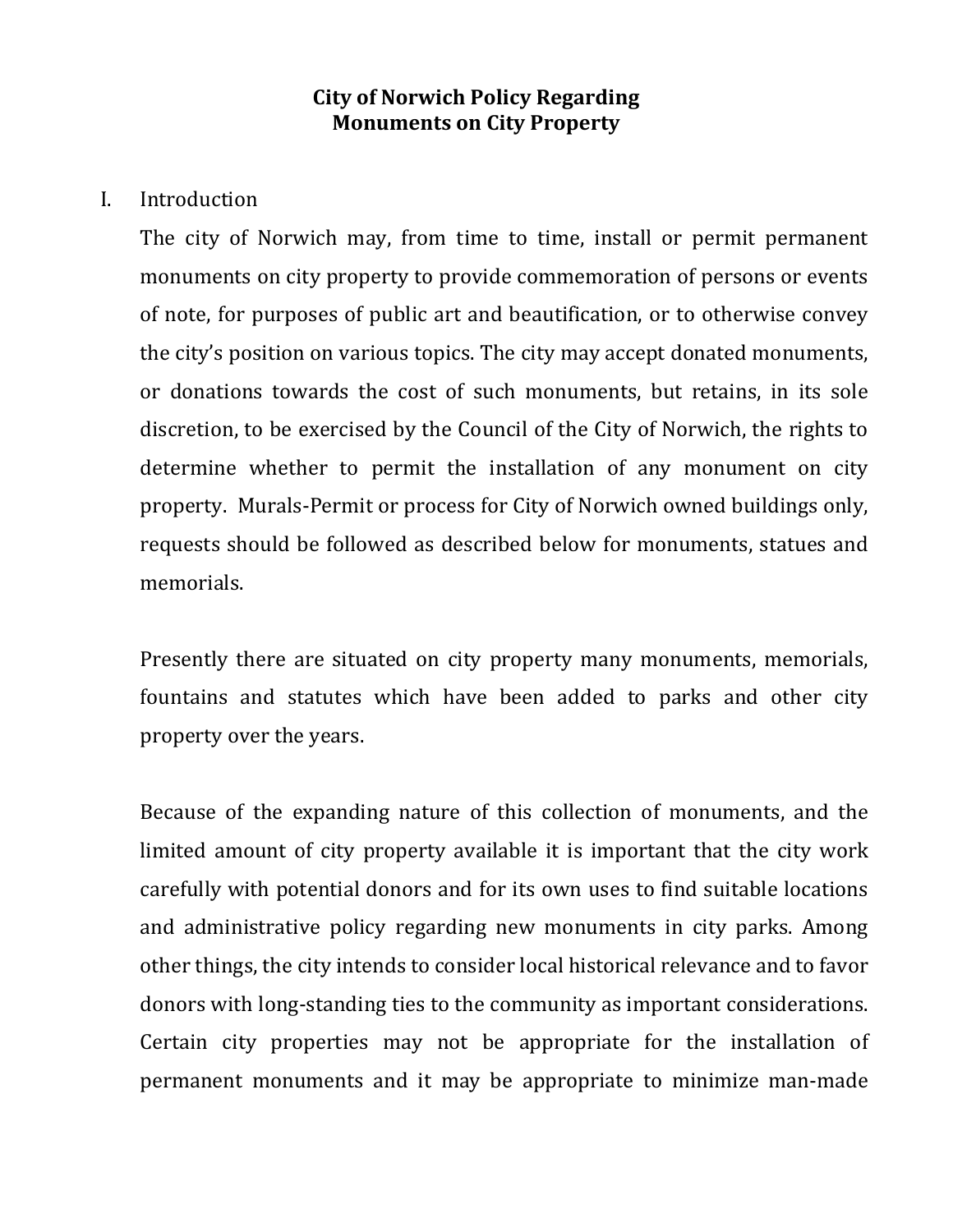# City of Norwich Policy Regarding Monuments on City Property

## I. Introduction

The city of Norwich may, from time to time, install or permit permanent monuments on city property to provide commemoration of persons or events of note, for purposes of public art and beautification, or to otherwise convey the city's position on various topics. The city may accept donated monuments, or donations towards the cost of such monuments, but retains, in its sole discretion, to be exercised by the Council of the City of Norwich, the rights to determine whether to permit the installation of any monument on city property. Murals-Permit or process for City of Norwich owned buildings only, requests should be followed as described below for monuments, statues and memorials.

Presently there are situated on city property many monuments, memorials, fountains and statutes which have been added to parks and other city property over the years.

Because of the expanding nature of this collection of monuments, and the limited amount of city property available it is important that the city work carefully with potential donors and for its own uses to find suitable locations and administrative policy regarding new monuments in city parks. Among other things, the city intends to consider local historical relevance and to favor donors with long-standing ties to the community as important considerations. Certain city properties may not be appropriate for the installation of permanent monuments and it may be appropriate to minimize man-made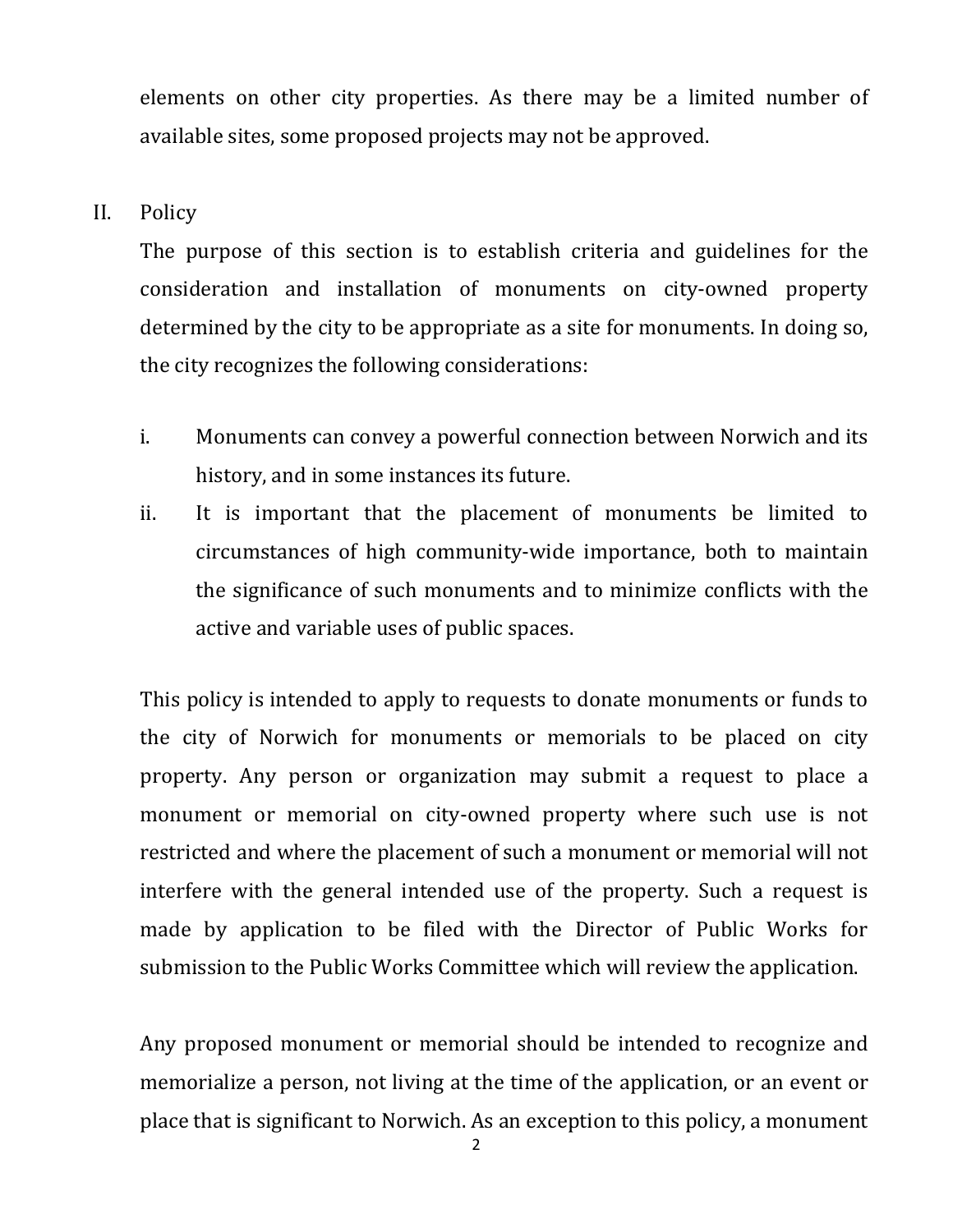elements on other city properties. As there may be a limited number of available sites, some proposed projects may not be approved.

## II. Policy

The purpose of this section is to establish criteria and guidelines for the consideration and installation of monuments on city-owned property determined by the city to be appropriate as a site for monuments. In doing so, the city recognizes the following considerations:

i. Monuments can convey a powerful connection between Norwich and its history, and in some instances its future.

ii. It is important that the placement of monuments be limited to circumstances of high community-wide importance, both to maintain the significance of such monuments and to minimize conflicts with the active and variable uses of public spaces.

This policy is intended to apply to requests to donate monuments or funds to the city of Norwich for monuments or memorials to be placed on city property. Any person or organization may submit a request to place a monument or memorial on city-owned property where such use is not restricted and where the placement of such a monument or memorial will not interfere with the general intended use of the property. Such a request is made by application to be filed with the Director of Public Works for submission to the Public Works Committee which will review the application.

Any proposed monument or memorial should be intended to recognize and memorialize a person, not living at the time of the application, or an event or place that is significant to Norwich. As an exception to this policy, a monument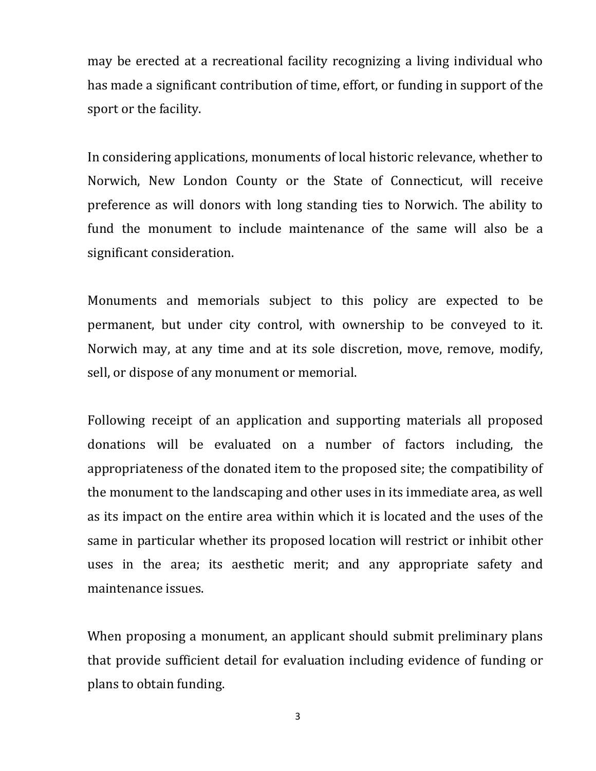may be erected at a recreational facility recognizing a living individual who has made a significant contribution of time, effort, or funding in support of the sport or the facility.

In considering applications, monuments of local historic relevance, whether to Norwich, New London County or the State of Connecticut, will receive preference as will donors with long standing ties to Norwich. The ability to fund the monument to include maintenance of the same will also be a significant consideration.

Monuments and memorials subject to this policy are expected to be permanent, but under city control, with ownership to be conveyed to it. Norwich may, at any time and at its sole discretion, move, remove, modify, sell, or dispose of any monument or memorial.

Following receipt of an application and supporting materials all proposed donations will be evaluated on a number of factors including, the appropriateness of the donated item to the proposed site; the compatibility of the monument to the landscaping and other uses in its immediate area, as well as its impact on the entire area within which it is located and the uses of the same in particular whether its proposed location will restrict or inhibit other uses in the area; its aesthetic merit; and any appropriate safety and maintenance issues.

When proposing a monument, an applicant should submit preliminary plans that provide sufficient detail for evaluation including evidence of funding or plans to obtain funding.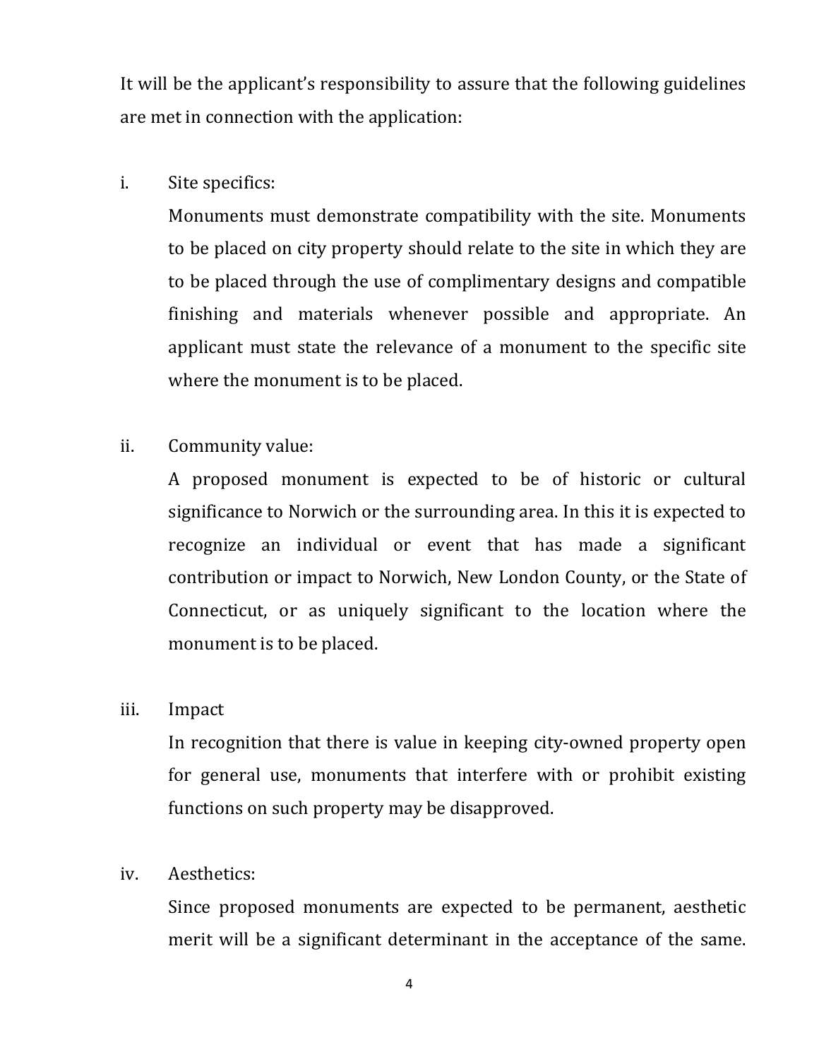It will be the applicant's responsibility to assure that the following guidelines are met in connection with the application:

i. Site specifics:

   Monuments must demonstrate compatibility with the site. Monuments to be placed on city property should relate to the site in which they are to be placed through the use of complimentary designs and compatible finishing and materials whenever possible and appropriate. An applicant must state the relevance of a monument to the specific site where the monument is to be placed.

ii. Community value:

   A proposed monument is expected to be of historic or cultural significance to Norwich or the surrounding area. In this it is expected to recognize an individual or event that has made a significant contribution or impact to Norwich, New London County, or the State of Connecticut, or as uniquely significant to the location where the monument is to be placed.

iii. Impact

   In recognition that there is value in keeping city-owned property open for general use, monuments that interfere with or prohibit existing functions on such property may be disapproved.

iv. Aesthetics:

   Since proposed monuments are expected to be permanent, aesthetic merit will be a significant determinant in the acceptance of the same.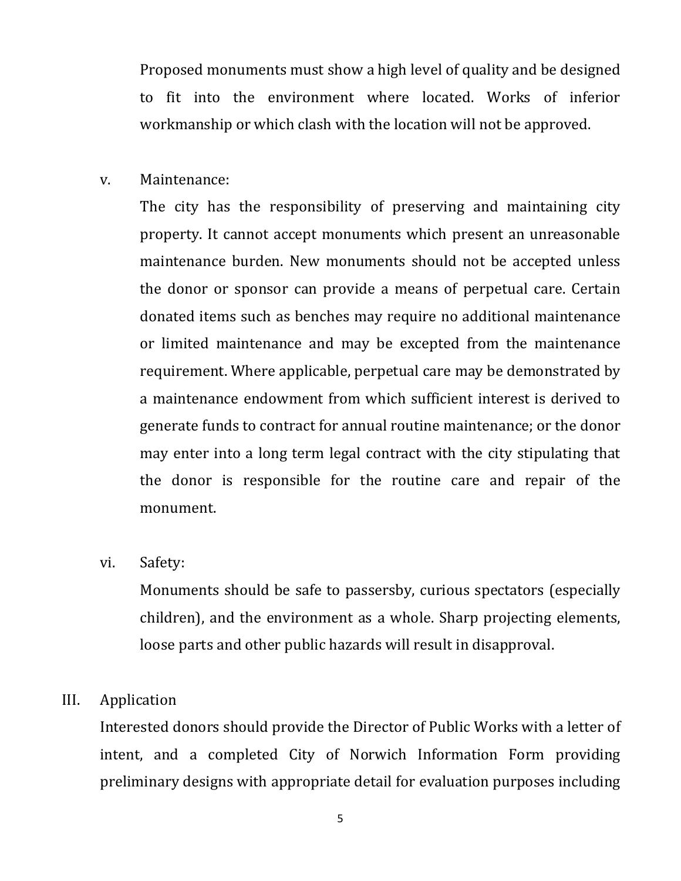Proposed monuments must show a high level of quality and be designed to fit into the environment where located. Works of inferior workmanship or which clash with the location will not be approved.

v. Maintenance:

The city has the responsibility of preserving and maintaining city property. It cannot accept monuments which present an unreasonable maintenance burden. New monuments should not be accepted unless the donor or sponsor can provide a means of perpetual care. Certain donated items such as benches may require no additional maintenance or limited maintenance and may be excepted from the maintenance requirement. Where applicable, perpetual care may be demonstrated by a maintenance endowment from which sufficient interest is derived to generate funds to contract for annual routine maintenance; or the donor may enter into a long term legal contract with the city stipulating that the donor is responsible for the routine care and repair of the monument.

vi. Safety:

Monuments should be safe to passersby, curious spectators (especially children), and the environment as a whole. Sharp projecting elements, loose parts and other public hazards will result in disapproval.

## III. Application

Interested donors should provide the Director of Public Works with a letter of intent, and a completed City of Norwich Information Form providing preliminary designs with appropriate detail for evaluation purposes including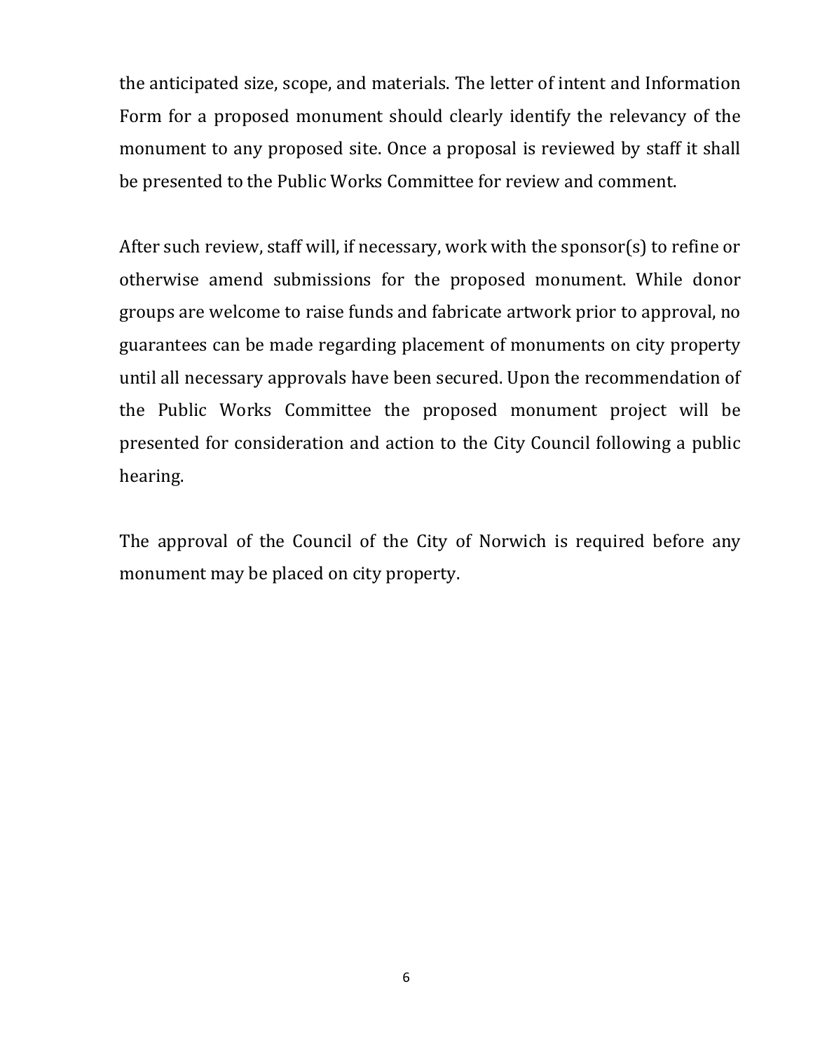the anticipated size, scope, and materials. The letter of intent and Information Form for a proposed monument should clearly identify the relevancy of the monument to any proposed site. Once a proposal is reviewed by staff it shall be presented to the Public Works Committee for review and comment.

After such review, staff will, if necessary, work with the sponsor(s) to refine or otherwise amend submissions for the proposed monument. While donor groups are welcome to raise funds and fabricate artwork prior to approval, no guarantees can be made regarding placement of monuments on city property until all necessary approvals have been secured. Upon the recommendation of the Public Works Committee the proposed monument project will be presented for consideration and action to the City Council following a public hearing.

The approval of the Council of the City of Norwich is required before any monument may be placed on city property.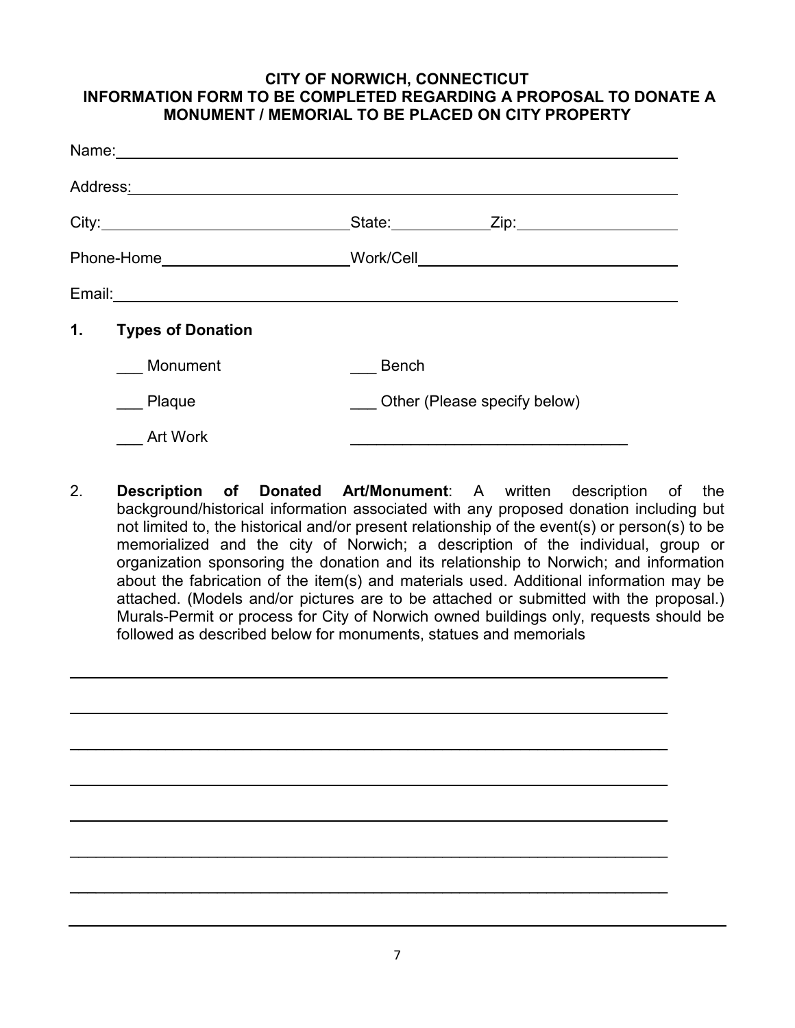**CITY OF NORWICH, CONNECTICUT**
**INFORMATION FORM TO BE COMPLETED REGARDING A PROPOSAL TO DONATE A MONUMENT / MEMORIAL TO BE PLACED ON CITY PROPERTY**

Name: ______________________________________________________________

Address: ____________________________________________________________

City: ______________________ State: __________ Zip: ________________

Phone-Home ____________________ Work/Cell ___________________________

Email: ______________________________________________________________

**1. Types of Donation**

___ Monument ___ Bench

___ Plaque ___ Other (Please specify below)

___ Art Work ________________________________

2. **Description of Donated Art/Monument**: A written description of the background/historical information associated with any proposed donation including but not limited to, the historical and/or present relationship of the event(s) or person(s) to be memorialized and the city of Norwich; a description of the individual, group or organization sponsoring the donation and its relationship to Norwich; and information about the fabrication of the item(s) and materials used. Additional information may be attached. (Models and/or pictures are to be attached or submitted with the proposal.) Murals-Permit or process for City of Norwich owned buildings only, requests should be followed as described below for monuments, statues and memorials

_____________________________________________________________________

_____________________________________________________________________

_____________________________________________________________________

_____________________________________________________________________

_____________________________________________________________________

_____________________________________________________________________

_____________________________________________________________________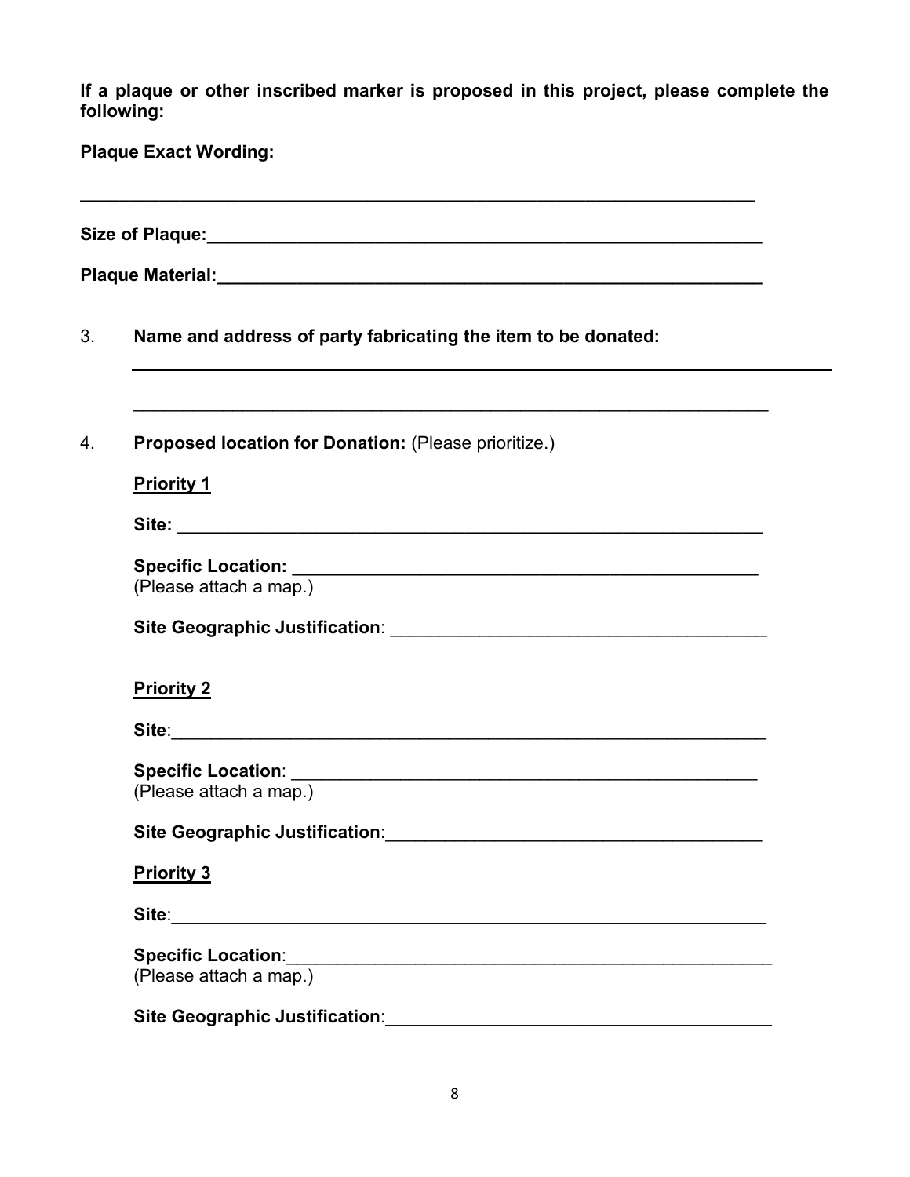**If a plaque or other inscribed marker is proposed in this project, please complete the following:**

**Plaque Exact Wording:**

______________________________________________________________________

**Size of Plaque:**______________________________________________________

**Plaque Material:**_____________________________________________________

3. **Name and address of party fabricating the item to be donated:**

   ______________________________________________________________________

   ______________________________________________________________________

4. **Proposed location for Donation:** (Please prioritize.)

   **Priority 1**

   **Site:** ______________________________________________________

   **Specific Location:** _____________________________________________
   (Please attach a map.)

   **Site Geographic Justification**: ___________________________________

   **Priority 2**

   **Site**:_______________________________________________________

   **Specific Location**: _____________________________________________
   (Please attach a map.)

   **Site Geographic Justification**:___________________________________

   **Priority 3**

   **Site**:_______________________________________________________

   **Specific Location**:______________________________________________
   (Please attach a map.)

   **Site Geographic Justification**:____________________________________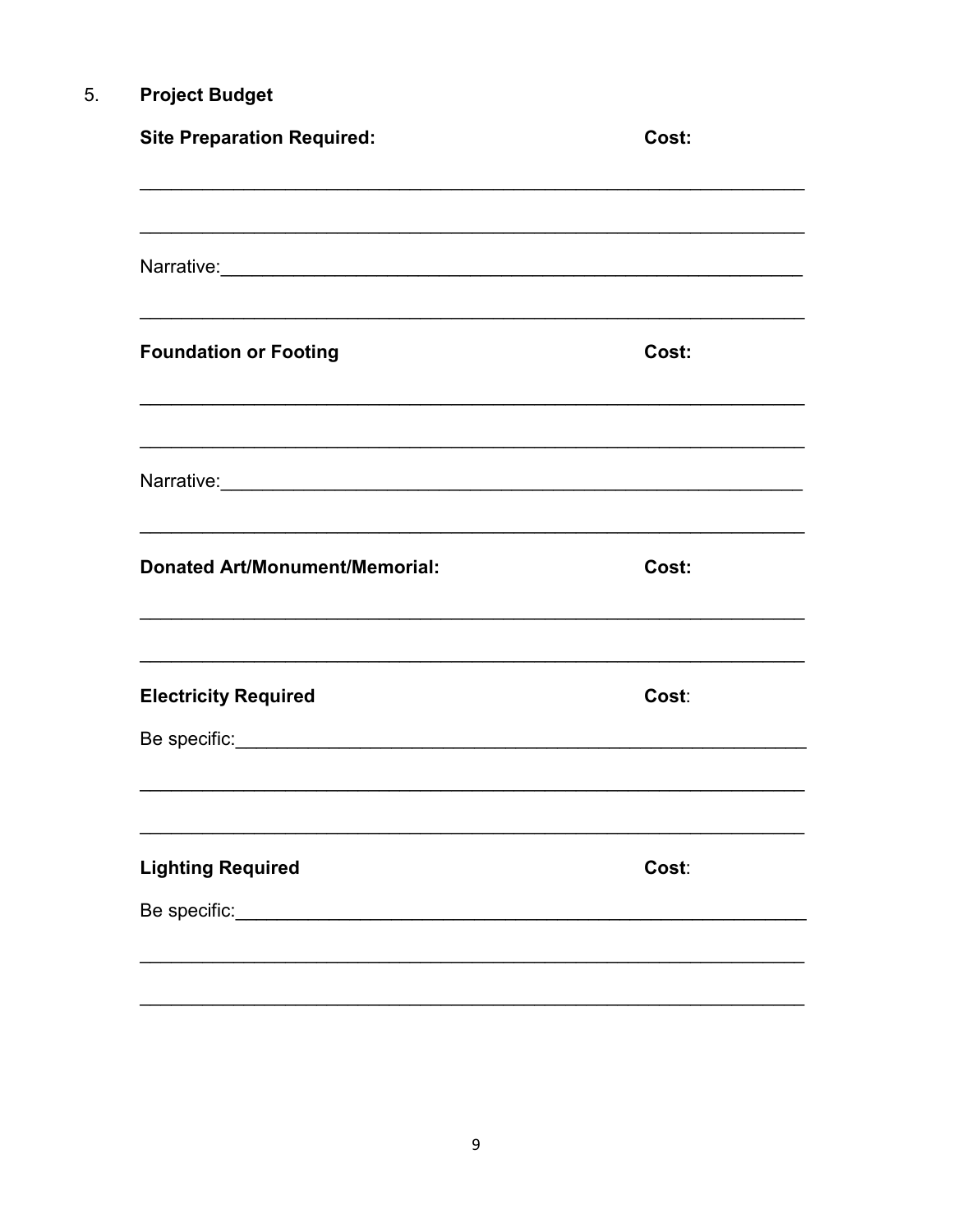5. **Project Budget**

**Site Preparation Required:** **Cost:**

\_\_\_\_\_\_\_\_\_\_\_\_\_\_\_\_\_\_\_\_\_\_\_\_\_\_\_\_\_\_\_\_\_\_\_\_\_\_\_\_\_\_\_\_\_\_\_\_\_\_\_\_\_\_\_\_\_\_\_\_\_\_

\_\_\_\_\_\_\_\_\_\_\_\_\_\_\_\_\_\_\_\_\_\_\_\_\_\_\_\_\_\_\_\_\_\_\_\_\_\_\_\_\_\_\_\_\_\_\_\_\_\_\_\_\_\_\_\_\_\_\_\_\_\_

Narrative:\_\_\_\_\_\_\_\_\_\_\_\_\_\_\_\_\_\_\_\_\_\_\_\_\_\_\_\_\_\_\_\_\_\_\_\_\_\_\_\_\_\_\_\_\_\_\_\_\_\_\_\_\_\_

\_\_\_\_\_\_\_\_\_\_\_\_\_\_\_\_\_\_\_\_\_\_\_\_\_\_\_\_\_\_\_\_\_\_\_\_\_\_\_\_\_\_\_\_\_\_\_\_\_\_\_\_\_\_\_\_\_\_\_\_\_\_

**Foundation or Footing** **Cost:**

\_\_\_\_\_\_\_\_\_\_\_\_\_\_\_\_\_\_\_\_\_\_\_\_\_\_\_\_\_\_\_\_\_\_\_\_\_\_\_\_\_\_\_\_\_\_\_\_\_\_\_\_\_\_\_\_\_\_\_\_\_\_

\_\_\_\_\_\_\_\_\_\_\_\_\_\_\_\_\_\_\_\_\_\_\_\_\_\_\_\_\_\_\_\_\_\_\_\_\_\_\_\_\_\_\_\_\_\_\_\_\_\_\_\_\_\_\_\_\_\_\_\_\_\_

Narrative:\_\_\_\_\_\_\_\_\_\_\_\_\_\_\_\_\_\_\_\_\_\_\_\_\_\_\_\_\_\_\_\_\_\_\_\_\_\_\_\_\_\_\_\_\_\_\_\_\_\_\_\_\_\_

\_\_\_\_\_\_\_\_\_\_\_\_\_\_\_\_\_\_\_\_\_\_\_\_\_\_\_\_\_\_\_\_\_\_\_\_\_\_\_\_\_\_\_\_\_\_\_\_\_\_\_\_\_\_\_\_\_\_\_\_\_\_

**Donated Art/Monument/Memorial:** **Cost:**

\_\_\_\_\_\_\_\_\_\_\_\_\_\_\_\_\_\_\_\_\_\_\_\_\_\_\_\_\_\_\_\_\_\_\_\_\_\_\_\_\_\_\_\_\_\_\_\_\_\_\_\_\_\_\_\_\_\_\_\_\_\_

\_\_\_\_\_\_\_\_\_\_\_\_\_\_\_\_\_\_\_\_\_\_\_\_\_\_\_\_\_\_\_\_\_\_\_\_\_\_\_\_\_\_\_\_\_\_\_\_\_\_\_\_\_\_\_\_\_\_\_\_\_\_

**Electricity Required** **Cost**:

Be specific:\_\_\_\_\_\_\_\_\_\_\_\_\_\_\_\_\_\_\_\_\_\_\_\_\_\_\_\_\_\_\_\_\_\_\_\_\_\_\_\_\_\_\_\_\_\_\_\_\_\_\_\_

\_\_\_\_\_\_\_\_\_\_\_\_\_\_\_\_\_\_\_\_\_\_\_\_\_\_\_\_\_\_\_\_\_\_\_\_\_\_\_\_\_\_\_\_\_\_\_\_\_\_\_\_\_\_\_\_\_\_\_\_\_\_

\_\_\_\_\_\_\_\_\_\_\_\_\_\_\_\_\_\_\_\_\_\_\_\_\_\_\_\_\_\_\_\_\_\_\_\_\_\_\_\_\_\_\_\_\_\_\_\_\_\_\_\_\_\_\_\_\_\_\_\_\_\_

**Lighting Required** **Cost**:

Be specific:\_\_\_\_\_\_\_\_\_\_\_\_\_\_\_\_\_\_\_\_\_\_\_\_\_\_\_\_\_\_\_\_\_\_\_\_\_\_\_\_\_\_\_\_\_\_\_\_\_\_\_\_

\_\_\_\_\_\_\_\_\_\_\_\_\_\_\_\_\_\_\_\_\_\_\_\_\_\_\_\_\_\_\_\_\_\_\_\_\_\_\_\_\_\_\_\_\_\_\_\_\_\_\_\_\_\_\_\_\_\_\_\_\_\_

\_\_\_\_\_\_\_\_\_\_\_\_\_\_\_\_\_\_\_\_\_\_\_\_\_\_\_\_\_\_\_\_\_\_\_\_\_\_\_\_\_\_\_\_\_\_\_\_\_\_\_\_\_\_\_\_\_\_\_\_\_\_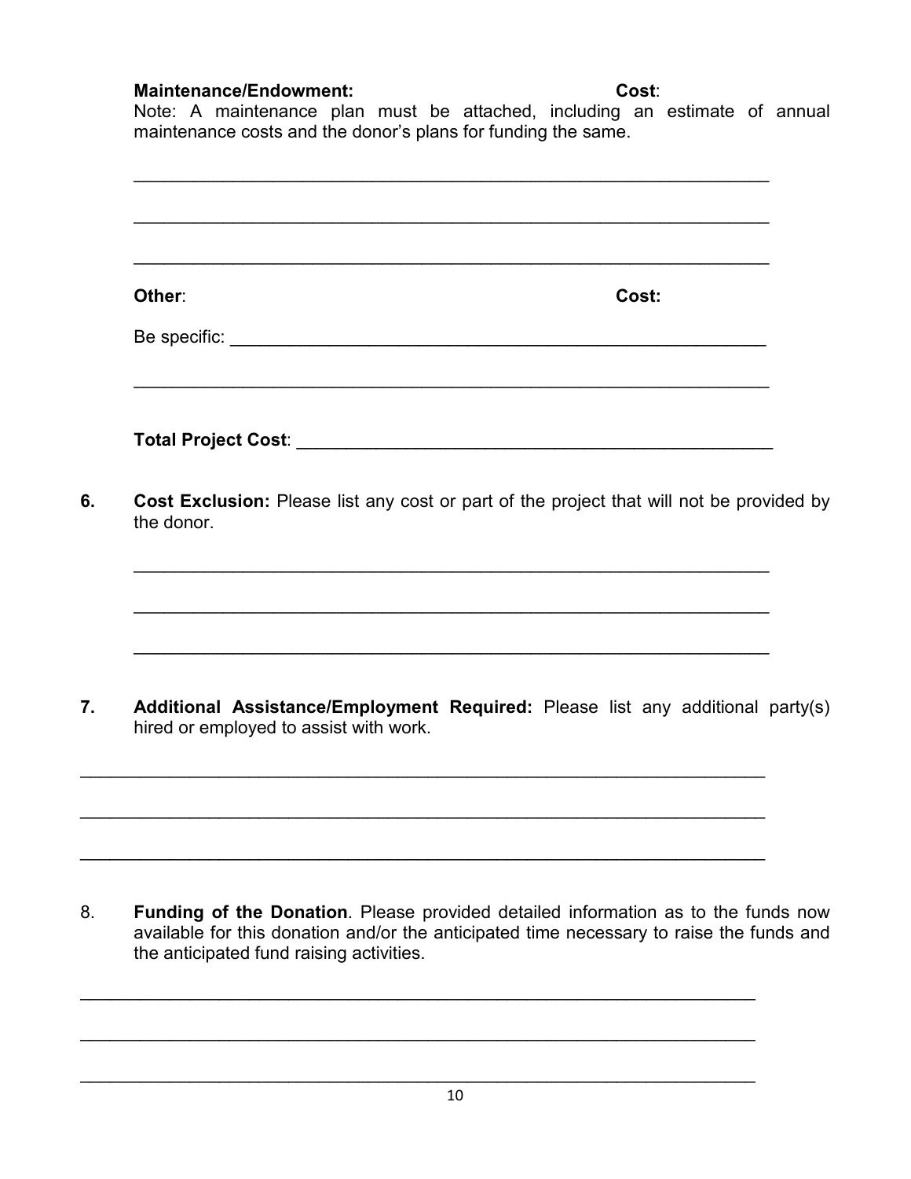**Maintenance/Endowment:** **Cost**:

Note: A maintenance plan must be attached, including an estimate of annual maintenance costs and the donor's plans for funding the same.

_______________________________________________________________

_______________________________________________________________

_______________________________________________________________

**Other**: **Cost:**

Be specific: ____________________________________________________

_______________________________________________________________

**Total Project Cost**: _____________________________________________

6. **Cost Exclusion:** Please list any cost or part of the project that will not be provided by the donor.

_______________________________________________________________

_______________________________________________________________

_______________________________________________________________

7. **Additional Assistance/Employment Required:** Please list any additional party(s) hired or employed to assist with work.

_______________________________________________________________

_______________________________________________________________

_______________________________________________________________

8. **Funding of the Donation**. Please provided detailed information as to the funds now available for this donation and/or the anticipated time necessary to raise the funds and the anticipated fund raising activities.

_______________________________________________________________

_______________________________________________________________

_______________________________________________________________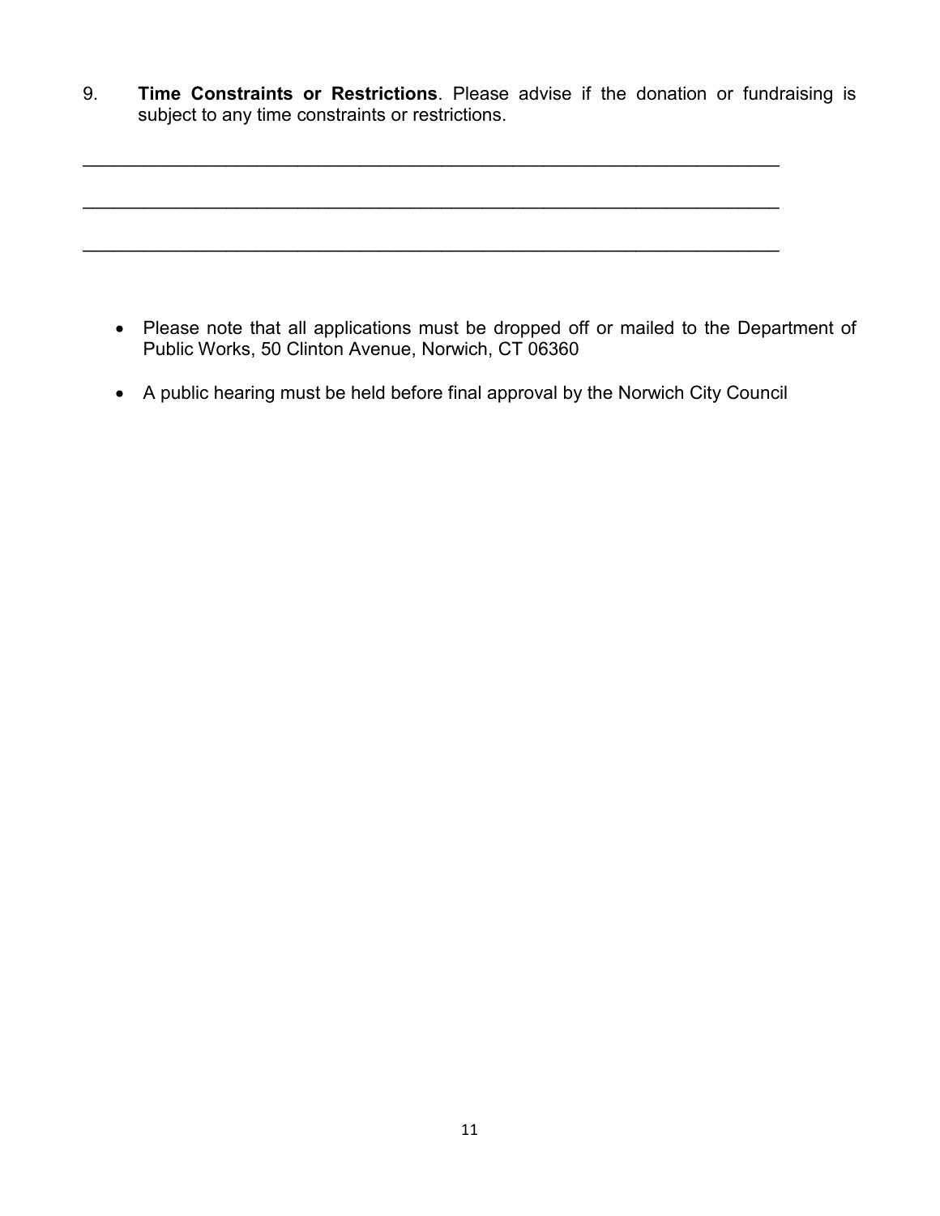9. **Time Constraints or Restrictions**. Please advise if the donation or fundraising is subject to any time constraints or restrictions.

\_\_\_\_\_\_\_\_\_\_\_\_\_\_\_\_\_\_\_\_\_\_\_\_\_\_\_\_\_\_\_\_\_\_\_\_\_\_\_\_\_\_\_\_\_\_\_\_\_\_\_\_\_\_\_\_\_\_\_\_\_\_\_\_\_\_\_\_\_\_

\_\_\_\_\_\_\_\_\_\_\_\_\_\_\_\_\_\_\_\_\_\_\_\_\_\_\_\_\_\_\_\_\_\_\_\_\_\_\_\_\_\_\_\_\_\_\_\_\_\_\_\_\_\_\_\_\_\_\_\_\_\_\_\_\_\_\_\_\_\_

\_\_\_\_\_\_\_\_\_\_\_\_\_\_\_\_\_\_\_\_\_\_\_\_\_\_\_\_\_\_\_\_\_\_\_\_\_\_\_\_\_\_\_\_\_\_\_\_\_\_\_\_\_\_\_\_\_\_\_\_\_\_\_\_\_\_\_\_\_\_

- Please note that all applications must be dropped off or mailed to the Department of Public Works, 50 Clinton Avenue, Norwich, CT 06360

- A public hearing must be held before final approval by the Norwich City Council